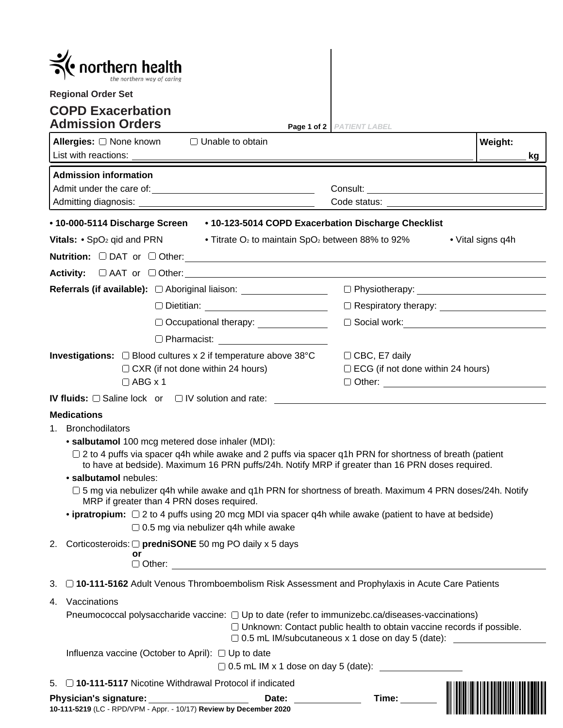northern health
*the northern way of caring*

**Regional Order Set**

# COPD Exacerbation Admission Orders

PATIENT LABEL

**Allergies:** ☐ None known ☐ Unable to obtain

List with reactions: ______________________

**Weight:** ________ kg

**Admission information**

Admit under the care of: ______________________ Consult: ______________________

Admitting diagnosis: ______________________ Code status: ______________________

- **10-000-5114 Discharge Screen**
- **10-123-5014 COPD Exacerbation Discharge Checklist**

**Vitals:** • $SpO_2$ qid and PRN • Titrate $O_2$ to maintain $SpO_2$ between 88% to 92% • Vital signs q4h

**Nutrition:** ☐ DAT or ☐ Other: ______________________

**Activity:** ☐ AAT or ☐ Other: ______________________

**Referrals (if available):**

- ☐ Aboriginal liaison: ____________
- ☐ Physiotherapy: ____________
- ☐ Dietitian: ____________
- ☐ Respiratory therapy: ____________
- ☐ Occupational therapy: ____________
- ☐ Social work: ____________
- ☐ Pharmacist: ____________

**Investigations:**

- ☐ Blood cultures x 2 if temperature above 38°C
- ☐ CXR (if not done within 24 hours)
- ☐ ABG x 1
- ☐ CBC, E7 daily
- ☐ ECG (if not done within 24 hours)
- ☐ Other: ____________

**IV fluids:** ☐ Saline lock or ☐ IV solution and rate: ______________________

**Medications**

1. Bronchodilators
   - **salbutamol** 100 mcg metered dose inhaler (MDI):
     - ☐ 2 to 4 puffs via spacer q4h while awake and 2 puffs via spacer q1h PRN for shortness of breath (patient to have at bedside). Maximum 16 PRN puffs/24h. Notify MRP if greater than 16 PRN doses required.
   - **salbutamol** nebules:
     - ☐ 5 mg via nebulizer q4h while awake and q1h PRN for shortness of breath. Maximum 4 PRN doses/24h. Notify MRP if greater than 4 PRN doses required.
   - **ipratropium:**
     - ☐ 2 to 4 puffs using 20 mcg MDI via spacer q4h while awake (patient to have at bedside)
     - ☐ 0.5 mg via nebulizer q4h while awake
2. Corticosteroids: ☐ **predniSONE** 50 mg PO daily x 5 days
   **or**
   ☐ Other: ______________________
3. ☐ **10-111-5162** Adult Venous Thromboembolism Risk Assessment and Prophylaxis in Acute Care Patients
4. Vaccinations

   Pneumococcal polysaccharide vaccine:
   - ☐ Up to date (refer to immunizebc.ca/diseases-vaccinations)
   - ☐ Unknown: Contact public health to obtain vaccine records if possible.
   - ☐ 0.5 mL IM/subcutaneous x 1 dose on day 5 (date): ____________

   Influenza vaccine (October to April):
   - ☐ Up to date
   - ☐ 0.5 mL IM x 1 dose on day 5 (date): ____________
5. ☐ **10-111-5117** Nicotine Withdrawal Protocol if indicated

**Physician's signature:** ______________ **Date:** ____________ **Time:** ________

**10-111-5219** (LC - RPD/VPM - Appr. - 10/17) **Review by December 2020**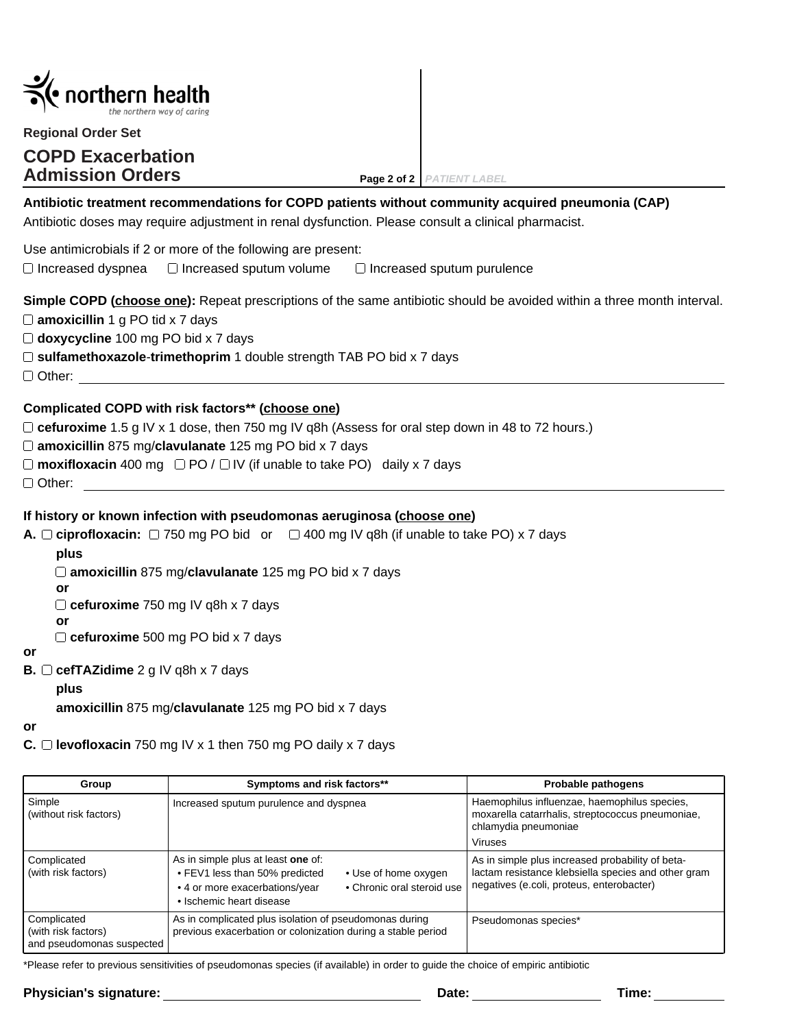northern health
the northern way of caring

Regional Order Set

# COPD Exacerbation Admission Orders

PATIENT LABEL

**Antibiotic treatment recommendations for COPD patients without community acquired pneumonia (CAP)**

Antibiotic doses may require adjustment in renal dysfunction. Please consult a clinical pharmacist.

Use antimicrobials if 2 or more of the following are present:

☐ Increased dyspnea ☐ Increased sputum volume ☐ Increased sputum purulence

**Simple COPD (choose one):** Repeat prescriptions of the same antibiotic should be avoided within a three month interval.

☐ **amoxicillin** 1 g PO tid x 7 days
☐ **doxycycline** 100 mg PO bid x 7 days
☐ **sulfamethoxazole-trimethoprim** 1 double strength TAB PO bid x 7 days
☐ Other: ______________________

**Complicated COPD with risk factors** (choose one)**

☐ **cefuroxime** 1.5 g IV x 1 dose, then 750 mg IV q8h (Assess for oral step down in 48 to 72 hours.)
☐ **amoxicillin** 875 mg/**clavulanate** 125 mg PO bid x 7 days
☐ **moxifloxacin** 400 mg ☐ PO / ☐ IV (if unable to take PO) daily x 7 days
☐ Other: ______________________

**If history or known infection with pseudomonas aeruginosa (choose one)**

**A.** ☐ **ciprofloxacin:** ☐ 750 mg PO bid or ☐ 400 mg IV q8h (if unable to take PO) x 7 days

**plus**

☐ **amoxicillin** 875 mg/**clavulanate** 125 mg PO bid x 7 days

**or**

☐ **cefuroxime** 750 mg IV q8h x 7 days

**or**

☐ **cefuroxime** 500 mg PO bid x 7 days

**or**

**B.** ☐ **cefTAZidime** 2 g IV q8h x 7 days

**plus**

**amoxicillin** 875 mg/**clavulanate** 125 mg PO bid x 7 days

**or**

**C.** ☐ **levofloxacin** 750 mg IV x 1 then 750 mg PO daily x 7 days

| Group | Symptoms and risk factors** | Probable pathogens |
|---|---|---|
| Simple (without risk factors) | Increased sputum purulence and dyspnea | Haemophilus influenzae, haemophilus species, moxarella catarrhalis, streptococcus pneumoniae, chlamydia pneumoniae<br>Viruses |
| Complicated (with risk factors) | As in simple plus at least **one** of:<br>• FEV1 less than 50% predicted<br>• 4 or more exacerbations/year<br>• Ischemic heart disease<br>• Use of home oxygen<br>• Chronic oral steroid use | As in simple plus increased probability of beta-lactam resistance klebsiella species and other gram negatives (e.coli, proteus, enterobacter) |
| Complicated (with risk factors) and pseudomonas suspected | As in complicated plus isolation of pseudomonas during previous exacerbation or colonization during a stable period | Pseudomonas species* |

*Please refer to previous sensitivities of pseudomonas species (if available) in order to guide the choice of empiric antibiotic

**Physician's signature:** ______________________ **Date:** ____________ **Time:** ________